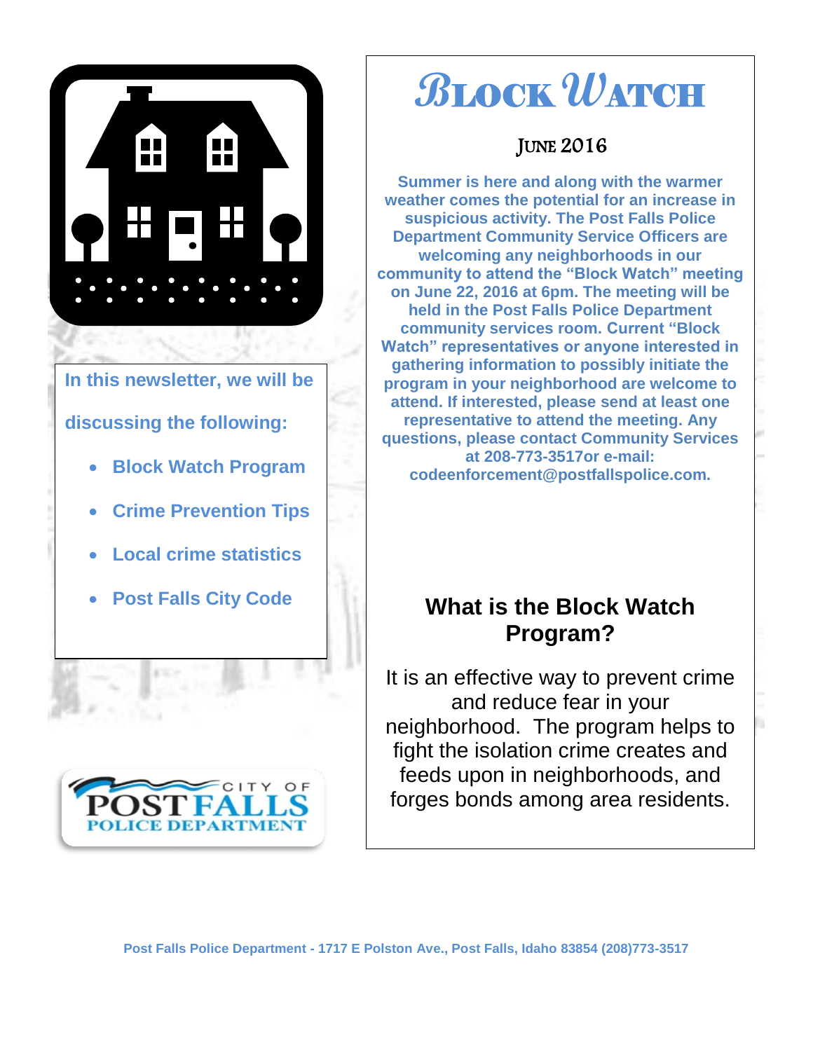# Block Watch

## June 2016

**Summer is here and along with the warmer weather comes the potential for an increase in suspicious activity. The Post Falls Police Department Community Service Officers are welcoming any neighborhoods in our community to attend the "Block Watch" meeting on June 22, 2016 at 6pm. The meeting will be held in the Post Falls Police Department community services room. Current "Block Watch" representatives or anyone interested in gathering information to possibly initiate the program in your neighborhood are welcome to attend. If interested, please send at least one representative to attend the meeting. Any questions, please contact Community Services at 208-773-3517or e-mail: codeenforcement@postfallspolice.com.**

**In this newsletter, we will be discussing the following:**

- **Block Watch Program**
- **Crime Prevention Tips**
- **Local crime statistics**
- **Post Falls City Code**

## What is the Block Watch Program?

It is an effective way to prevent crime and reduce fear in your neighborhood. The program helps to fight the isolation crime creates and feeds upon in neighborhoods, and forges bonds among area residents.

CITY OF POST FALLS POLICE DEPARTMENT

**Post Falls Police Department - 1717 E Polston Ave., Post Falls, Idaho 83854 (208)773-3517**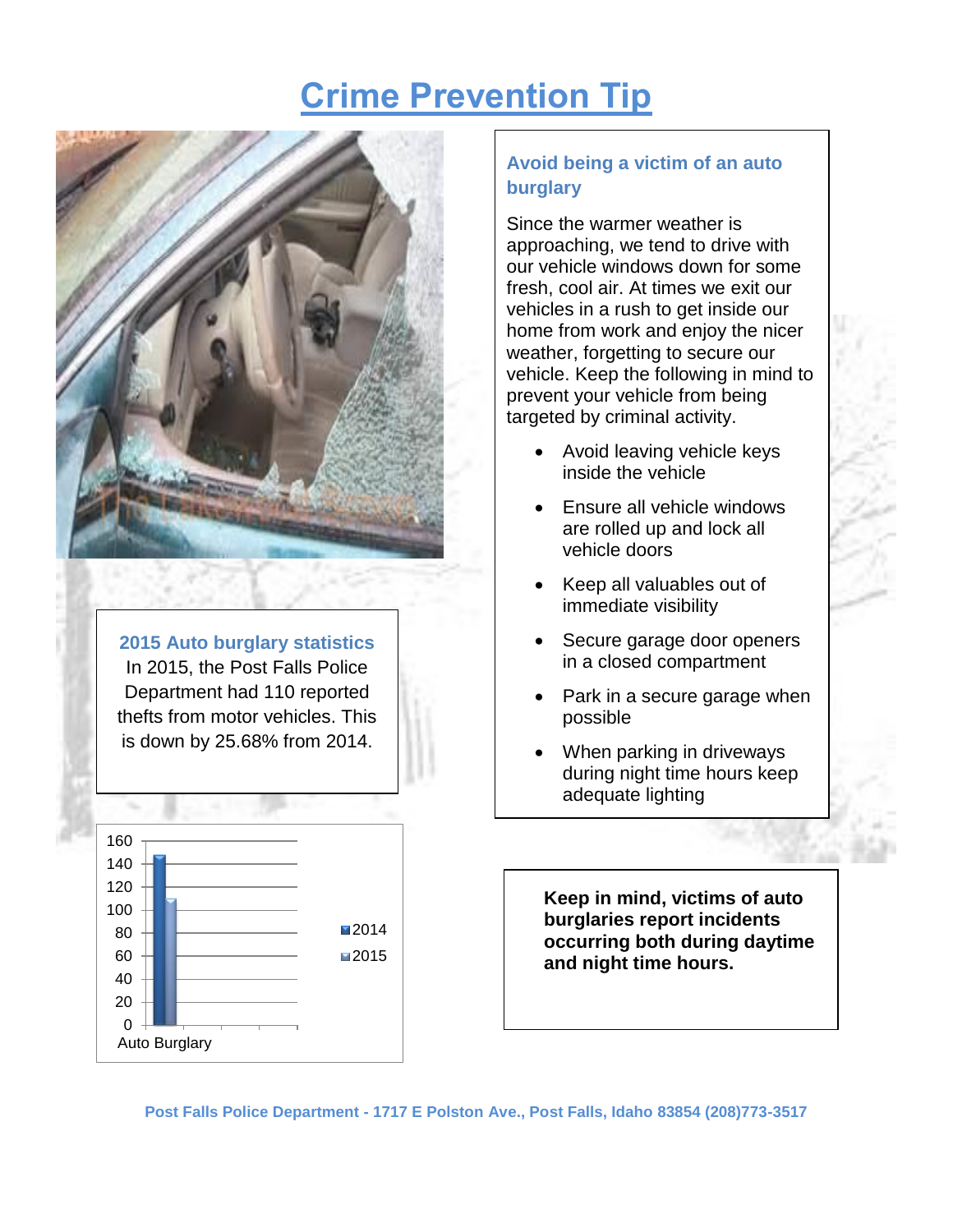# Crime Prevention Tip

## 2015 Auto burglary statistics

In 2015, the Post Falls Police Department had 110 reported thefts from motor vehicles. This is down by 25.68% from 2014.

| | 2014 | 2015 |
|---|---|---|
| Auto Burglary | 148 | 110 |

## Avoid being a victim of an auto burglary

Since the warmer weather is approaching, we tend to drive with our vehicle windows down for some fresh, cool air. At times we exit our vehicles in a rush to get inside our home from work and enjoy the nicer weather, forgetting to secure our vehicle. Keep the following in mind to prevent your vehicle from being targeted by criminal activity.

- Avoid leaving vehicle keys inside the vehicle
- Ensure all vehicle windows are rolled up and lock all vehicle doors
- Keep all valuables out of immediate visibility
- Secure garage door openers in a closed compartment
- Park in a secure garage when possible
- When parking in driveways during night time hours keep adequate lighting

**Keep in mind, victims of auto burglaries report incidents occurring both during daytime and night time hours.**

Post Falls Police Department - 1717 E Polston Ave., Post Falls, Idaho 83854 (208)773-3517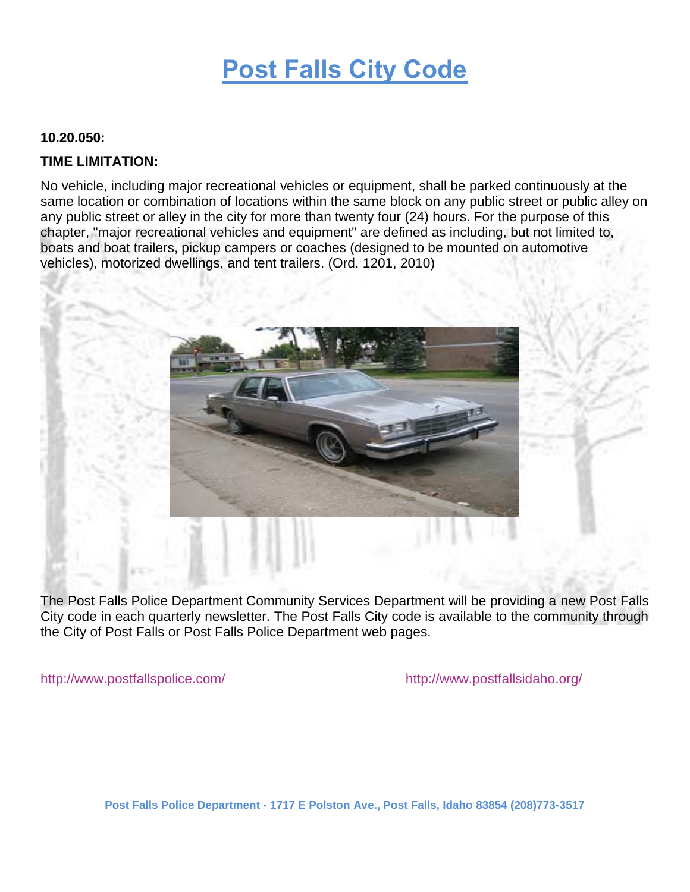# Post Falls City Code

**10.20.050:**

**TIME LIMITATION:**

No vehicle, including major recreational vehicles or equipment, shall be parked continuously at the same location or combination of locations within the same block on any public street or public alley on any public street or alley in the city for more than twenty four (24) hours. For the purpose of this chapter, "major recreational vehicles and equipment" are defined as including, but not limited to, boats and boat trailers, pickup campers or coaches (designed to be mounted on automotive vehicles), motorized dwellings, and tent trailers. (Ord. 1201, 2010)

The Post Falls Police Department Community Services Department will be providing a new Post Falls City code in each quarterly newsletter. The Post Falls City code is available to the community through the City of Post Falls or Post Falls Police Department web pages.

http://www.postfallspolice.com/

http://www.postfallsidaho.org/

**Post Falls Police Department - 1717 E Polston Ave., Post Falls, Idaho 83854 (208)773-3517**